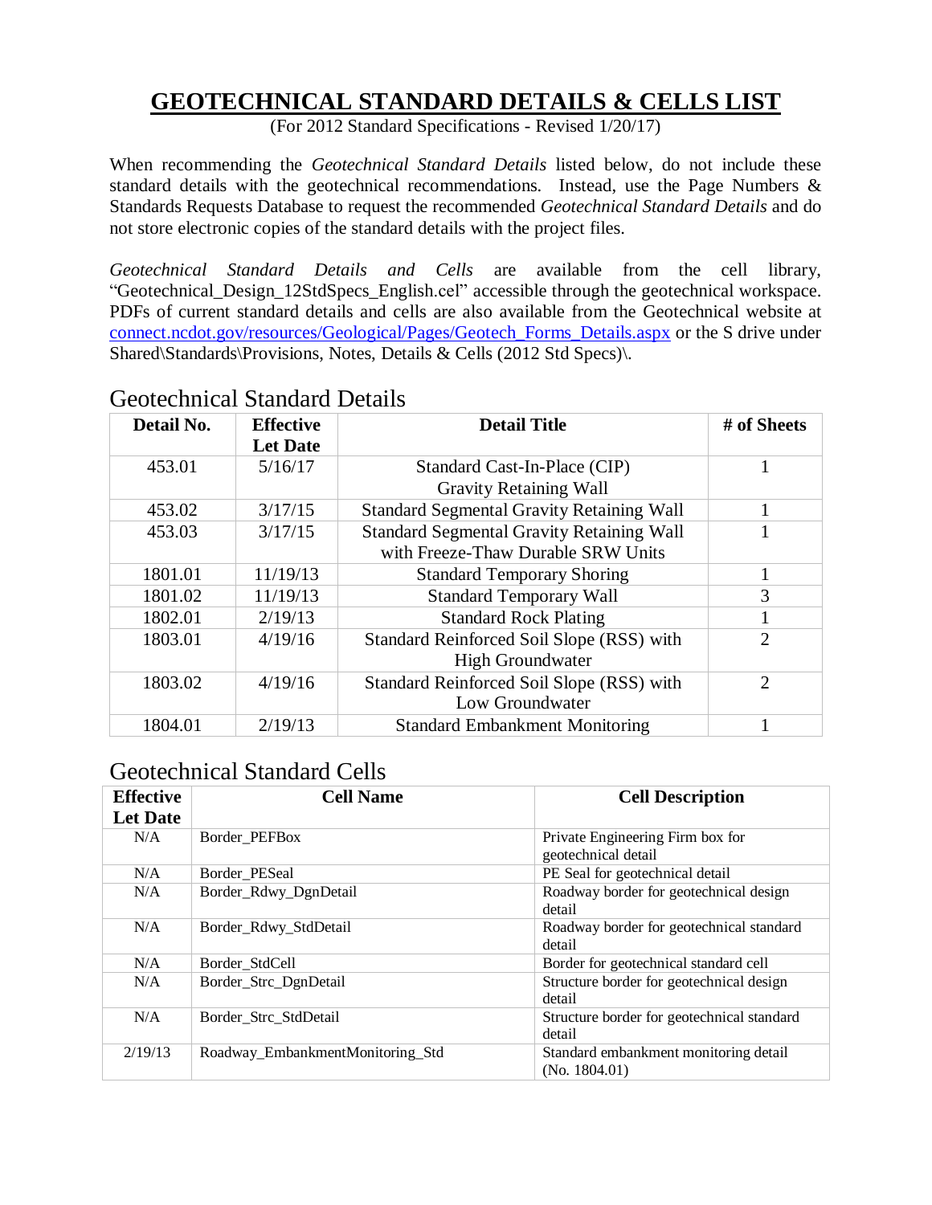# GEOTECHNICAL STANDARD DETAILS & CELLS LIST

(For 2012 Standard Specifications - Revised 1/20/17)

When recommending the *Geotechnical Standard Details* listed below, do not include these standard details with the geotechnical recommendations. Instead, use the Page Numbers & Standards Requests Database to request the recommended *Geotechnical Standard Details* and do not store electronic copies of the standard details with the project files.

*Geotechnical Standard Details and Cells* are available from the cell library, "Geotechnical_Design_12StdSpecs_English.cel" accessible through the geotechnical workspace. PDFs of current standard details and cells are also available from the Geotechnical website at connect.ncdot.gov/resources/Geological/Pages/Geotech_Forms_Details.aspx or the S drive under Shared\Standards\Provisions, Notes, Details & Cells (2012 Std Specs)\.

## Geotechnical Standard Details

| Detail No. | Effective Let Date | Detail Title | # of Sheets |
|---|---|---|---|
| 453.01 | 5/16/17 | Standard Cast-In-Place (CIP) Gravity Retaining Wall | 1 |
| 453.02 | 3/17/15 | Standard Segmental Gravity Retaining Wall | 1 |
| 453.03 | 3/17/15 | Standard Segmental Gravity Retaining Wall with Freeze-Thaw Durable SRW Units | 1 |
| 1801.01 | 11/19/13 | Standard Temporary Shoring | 1 |
| 1801.02 | 11/19/13 | Standard Temporary Wall | 3 |
| 1802.01 | 2/19/13 | Standard Rock Plating | 1 |
| 1803.01 | 4/19/16 | Standard Reinforced Soil Slope (RSS) with High Groundwater | 2 |
| 1803.02 | 4/19/16 | Standard Reinforced Soil Slope (RSS) with Low Groundwater | 2 |
| 1804.01 | 2/19/13 | Standard Embankment Monitoring | 1 |

## Geotechnical Standard Cells

| Effective Let Date | Cell Name | Cell Description |
|---|---|---|
| N/A | Border_PEFBox | Private Engineering Firm box for geotechnical detail |
| N/A | Border_PESeal | PE Seal for geotechnical detail |
| N/A | Border_Rdwy_DgnDetail | Roadway border for geotechnical design detail |
| N/A | Border_Rdwy_StdDetail | Roadway border for geotechnical standard detail |
| N/A | Border_StdCell | Border for geotechnical standard cell |
| N/A | Border_Strc_DgnDetail | Structure border for geotechnical design detail |
| N/A | Border_Strc_StdDetail | Structure border for geotechnical standard detail |
| 2/19/13 | Roadway_EmbankmentMonitoring_Std | Standard embankment monitoring detail (No. 1804.01) |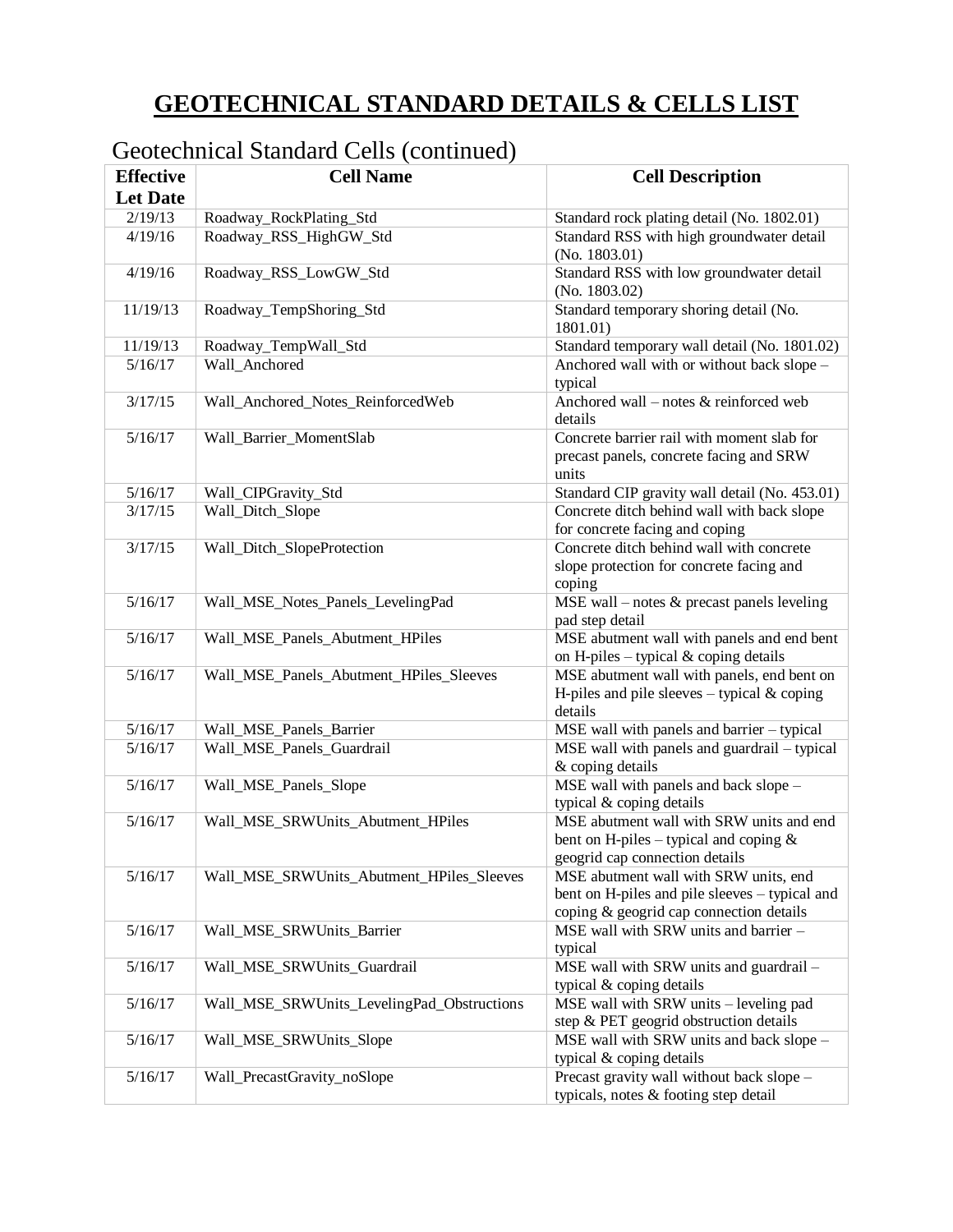# GEOTECHNICAL STANDARD DETAILS & CELLS LIST

## Geotechnical Standard Cells (continued)

| Effective Let Date | Cell Name | Cell Description |
|---|---|---|
| 2/19/13 | Roadway_RockPlating_Std | Standard rock plating detail (No. 1802.01) |
| 4/19/16 | Roadway_RSS_HighGW_Std | Standard RSS with high groundwater detail (No. 1803.01) |
| 4/19/16 | Roadway_RSS_LowGW_Std | Standard RSS with low groundwater detail (No. 1803.02) |
| 11/19/13 | Roadway_TempShoring_Std | Standard temporary shoring detail (No. 1801.01) |
| 11/19/13 | Roadway_TempWall_Std | Standard temporary wall detail (No. 1801.02) |
| 5/16/17 | Wall_Anchored | Anchored wall with or without back slope – typical |
| 3/17/15 | Wall_Anchored_Notes_ReinforcedWeb | Anchored wall – notes & reinforced web details |
| 5/16/17 | Wall_Barrier_MomentSlab | Concrete barrier rail with moment slab for precast panels, concrete facing and SRW units |
| 5/16/17 | Wall_CIPGravity_Std | Standard CIP gravity wall detail (No. 453.01) |
| 3/17/15 | Wall_Ditch_Slope | Concrete ditch behind wall with back slope for concrete facing and coping |
| 3/17/15 | Wall_Ditch_SlopeProtection | Concrete ditch behind wall with concrete slope protection for concrete facing and coping |
| 5/16/17 | Wall_MSE_Notes_Panels_LevelingPad | MSE wall – notes & precast panels leveling pad step detail |
| 5/16/17 | Wall_MSE_Panels_Abutment_HPiles | MSE abutment wall with panels and end bent on H-piles – typical & coping details |
| 5/16/17 | Wall_MSE_Panels_Abutment_HPiles_Sleeves | MSE abutment wall with panels, end bent on H-piles and pile sleeves – typical & coping details |
| 5/16/17 | Wall_MSE_Panels_Barrier | MSE wall with panels and barrier – typical |
| 5/16/17 | Wall_MSE_Panels_Guardrail | MSE wall with panels and guardrail – typical & coping details |
| 5/16/17 | Wall_MSE_Panels_Slope | MSE wall with panels and back slope – typical & coping details |
| 5/16/17 | Wall_MSE_SRWUnits_Abutment_HPiles | MSE abutment wall with SRW units and end bent on H-piles – typical and coping & geogrid cap connection details |
| 5/16/17 | Wall_MSE_SRWUnits_Abutment_HPiles_Sleeves | MSE abutment wall with SRW units, end bent on H-piles and pile sleeves – typical and coping & geogrid cap connection details |
| 5/16/17 | Wall_MSE_SRWUnits_Barrier | MSE wall with SRW units and barrier – typical |
| 5/16/17 | Wall_MSE_SRWUnits_Guardrail | MSE wall with SRW units and guardrail – typical & coping details |
| 5/16/17 | Wall_MSE_SRWUnits_LevelingPad_Obstructions | MSE wall with SRW units – leveling pad step & PET geogrid obstruction details |
| 5/16/17 | Wall_MSE_SRWUnits_Slope | MSE wall with SRW units and back slope – typical & coping details |
| 5/16/17 | Wall_PrecastGravity_noSlope | Precast gravity wall without back slope – typicals, notes & footing step detail |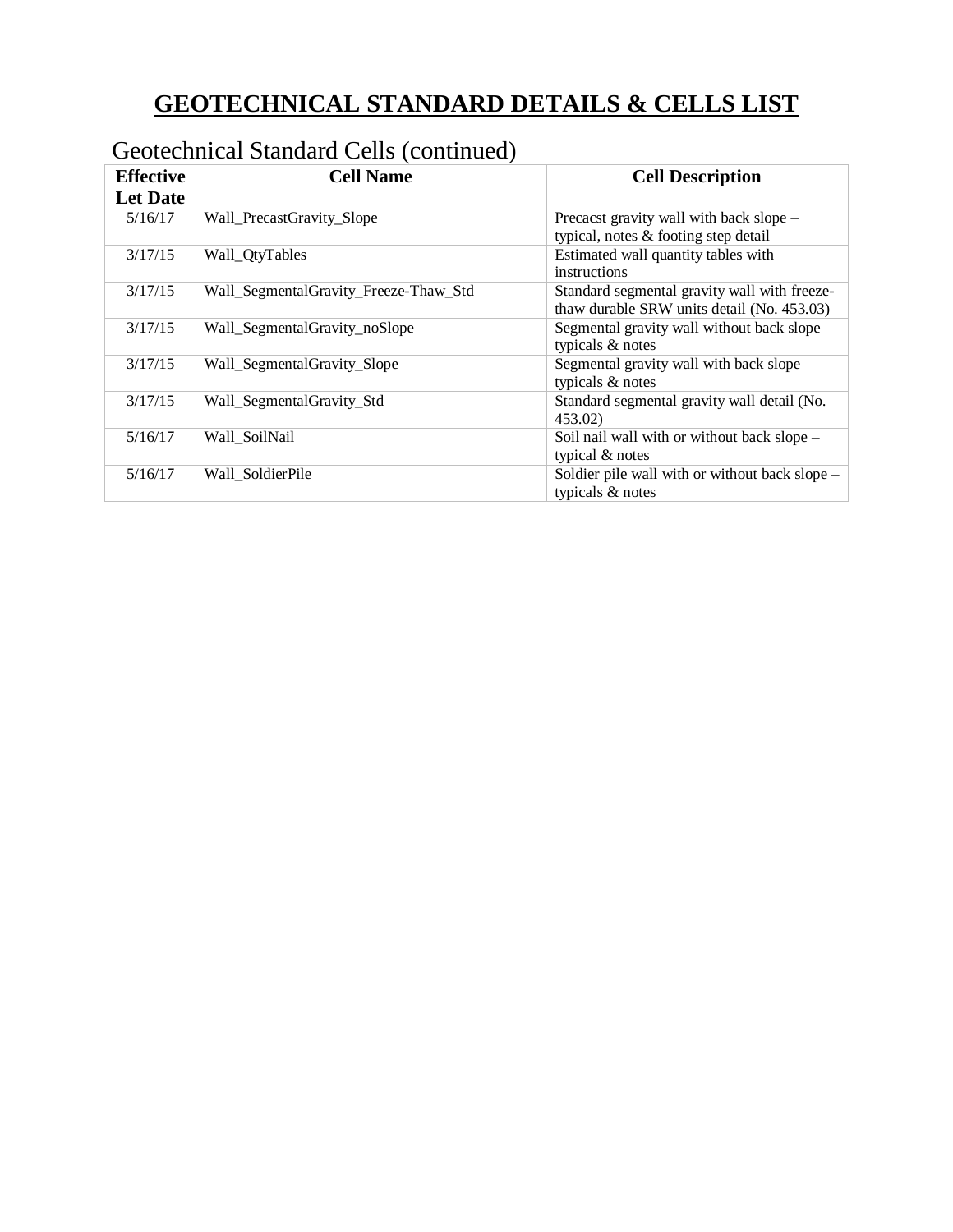# GEOTECHNICAL STANDARD DETAILS & CELLS LIST

## Geotechnical Standard Cells (continued)

| Effective Let Date | Cell Name | Cell Description |
|---|---|---|
| 5/16/17 | Wall_PrecastGravity_Slope | Precacst gravity wall with back slope – typical, notes & footing step detail |
| 3/17/15 | Wall_QtyTables | Estimated wall quantity tables with instructions |
| 3/17/15 | Wall_SegmentalGravity_Freeze-Thaw_Std | Standard segmental gravity wall with freeze-thaw durable SRW units detail (No. 453.03) |
| 3/17/15 | Wall_SegmentalGravity_noSlope | Segmental gravity wall without back slope – typicals & notes |
| 3/17/15 | Wall_SegmentalGravity_Slope | Segmental gravity wall with back slope – typicals & notes |
| 3/17/15 | Wall_SegmentalGravity_Std | Standard segmental gravity wall detail (No. 453.02) |
| 5/16/17 | Wall_SoilNail | Soil nail wall with or without back slope – typical & notes |
| 5/16/17 | Wall_SoldierPile | Soldier pile wall with or without back slope – typicals & notes |